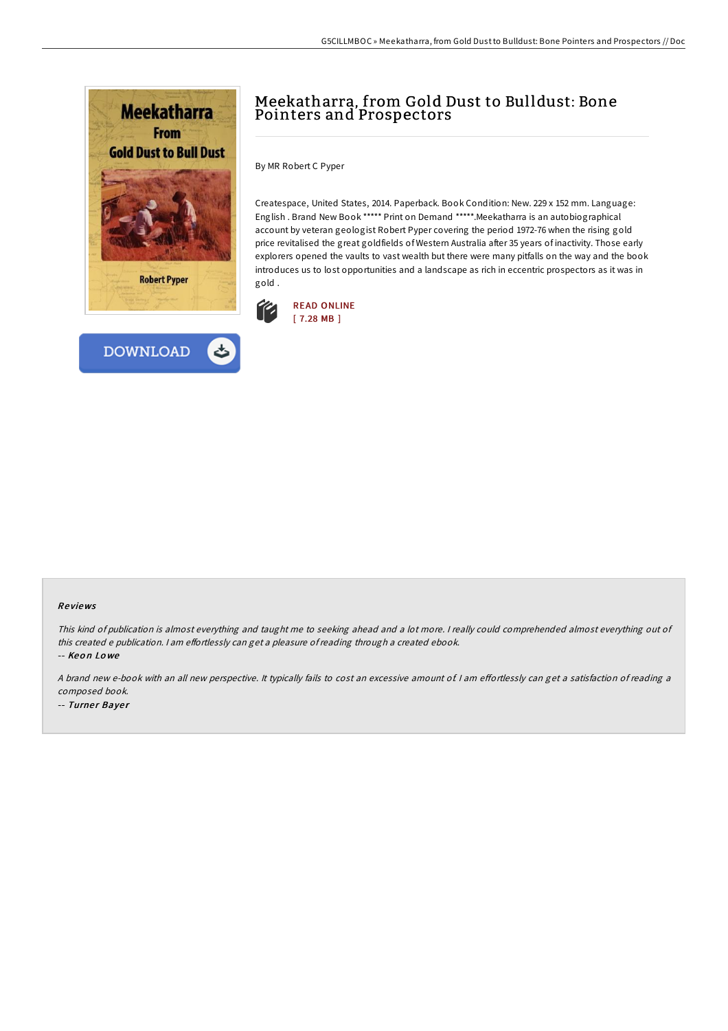# Meekatharra, from Gold Dust to Bulldust: Bone Pointers and Prospectors

By MR Robert C Pyper

Createspace, United States, 2014. Paperback. Book Condition: New. 229 x 152 mm. Language: English . Brand New Book ***** Print on Demand *****.Meekatharra is an autobiographical account by veteran geologist Robert Pyper covering the period 1972-76 when the rising gold price revitalised the great goldfields of Western Australia after 35 years of inactivity. Those early explorers opened the vaults to vast wealth but there were many pitfalls on the way and the book introduces us to lost opportunities and a landscape as rich in eccentric prospectors as it was in gold .

READ ONLINE
[ 7.28 MB ]

DOWNLOAD

### Reviews

*This kind of publication is almost everything and taught me to seeking ahead and a lot more. I really could comprehended almost everything out of this created e publication. I am effortlessly can get a pleasure of reading through a created ebook.*

-- ***Keon Lowe***

*A brand new e-book with an all new perspective. It typically fails to cost an excessive amount of. I am effortlessly can get a satisfaction of reading a composed book.*

-- ***Turner Bayer***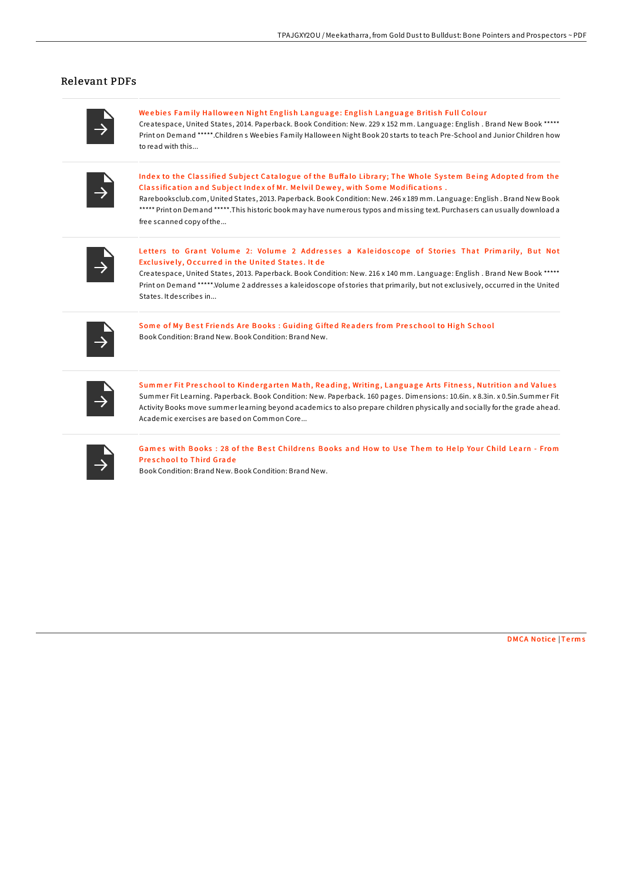## Relevant PDFs

**Weebies Family Halloween Night English Language: English Language British Full Colour**

Createspace, United States, 2014. Paperback. Book Condition: New. 229 x 152 mm. Language: English . Brand New Book ***** Print on Demand *****.Children s Weebies Family Halloween Night Book 20 starts to teach Pre-School and Junior Children how to read with this...

**Index to the Classified Subject Catalogue of the Buffalo Library; The Whole System Being Adopted from the Classification and Subject Index of Mr. Melvil Dewey, with Some Modifications .**

Rarebooksclub.com, United States, 2013. Paperback. Book Condition: New. 246 x 189 mm. Language: English . Brand New Book ***** Print on Demand *****.This historic book may have numerous typos and missing text. Purchasers can usually download a free scanned copy of the...

**Letters to Grant Volume 2: Volume 2 Addresses a Kaleidoscope of Stories That Primarily, But Not Exclusively, Occurred in the United States. It de**

Createspace, United States, 2013. Paperback. Book Condition: New. 216 x 140 mm. Language: English . Brand New Book ***** Print on Demand *****.Volume 2 addresses a kaleidoscope of stories that primarily, but not exclusively, occurred in the United States. It describes in...

**Some of My Best Friends Are Books : Guiding Gifted Readers from Preschool to High School**

Book Condition: Brand New. Book Condition: Brand New.

**Summer Fit Preschool to Kindergarten Math, Reading, Writing, Language Arts Fitness, Nutrition and Values**

Summer Fit Learning. Paperback. Book Condition: New. Paperback. 160 pages. Dimensions: 10.6in. x 8.3in. x 0.5in.Summer Fit Activity Books move summer learning beyond academics to also prepare children physically and socially for the grade ahead. Academic exercises are based on Common Core...

**Games with Books : 28 of the Best Childrens Books and How to Use Them to Help Your Child Learn - From Preschool to Third Grade**

Book Condition: Brand New. Book Condition: Brand New.